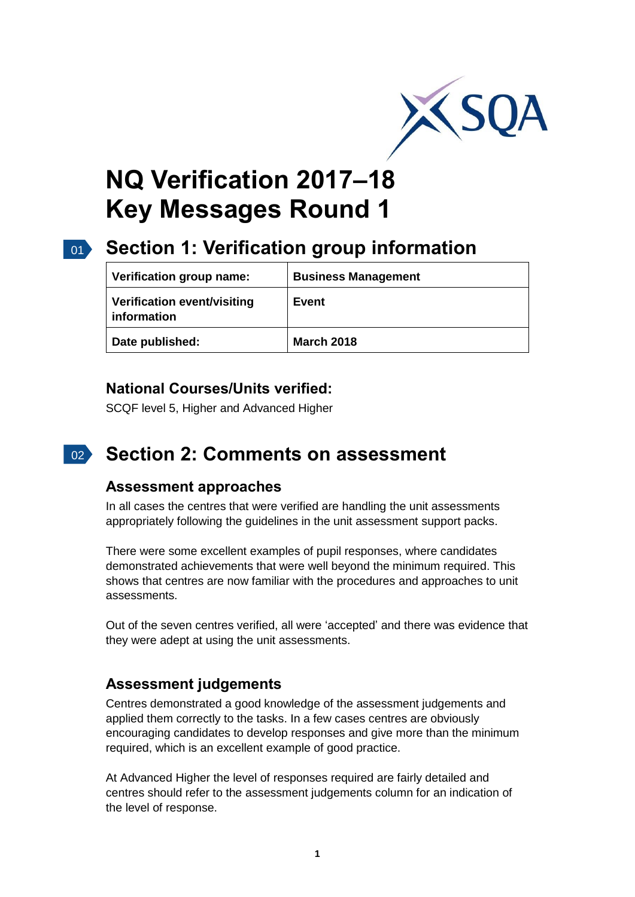# NQ Verification 2017–18
# Key Messages Round 1

## Section 1: Verification group information

| Verification group name: | Business Management |
|---|---|
| Verification event/visiting information | Event |
| Date published: | March 2018 |

### National Courses/Units verified:

SCQF level 5, Higher and Advanced Higher

## Section 2: Comments on assessment

### Assessment approaches

In all cases the centres that were verified are handling the unit assessments appropriately following the guidelines in the unit assessment support packs.

There were some excellent examples of pupil responses, where candidates demonstrated achievements that were well beyond the minimum required. This shows that centres are now familiar with the procedures and approaches to unit assessments.

Out of the seven centres verified, all were 'accepted' and there was evidence that they were adept at using the unit assessments.

### Assessment judgements

Centres demonstrated a good knowledge of the assessment judgements and applied them correctly to the tasks. In a few cases centres are obviously encouraging candidates to develop responses and give more than the minimum required, which is an excellent example of good practice.

At Advanced Higher the level of responses required are fairly detailed and centres should refer to the assessment judgements column for an indication of the level of response.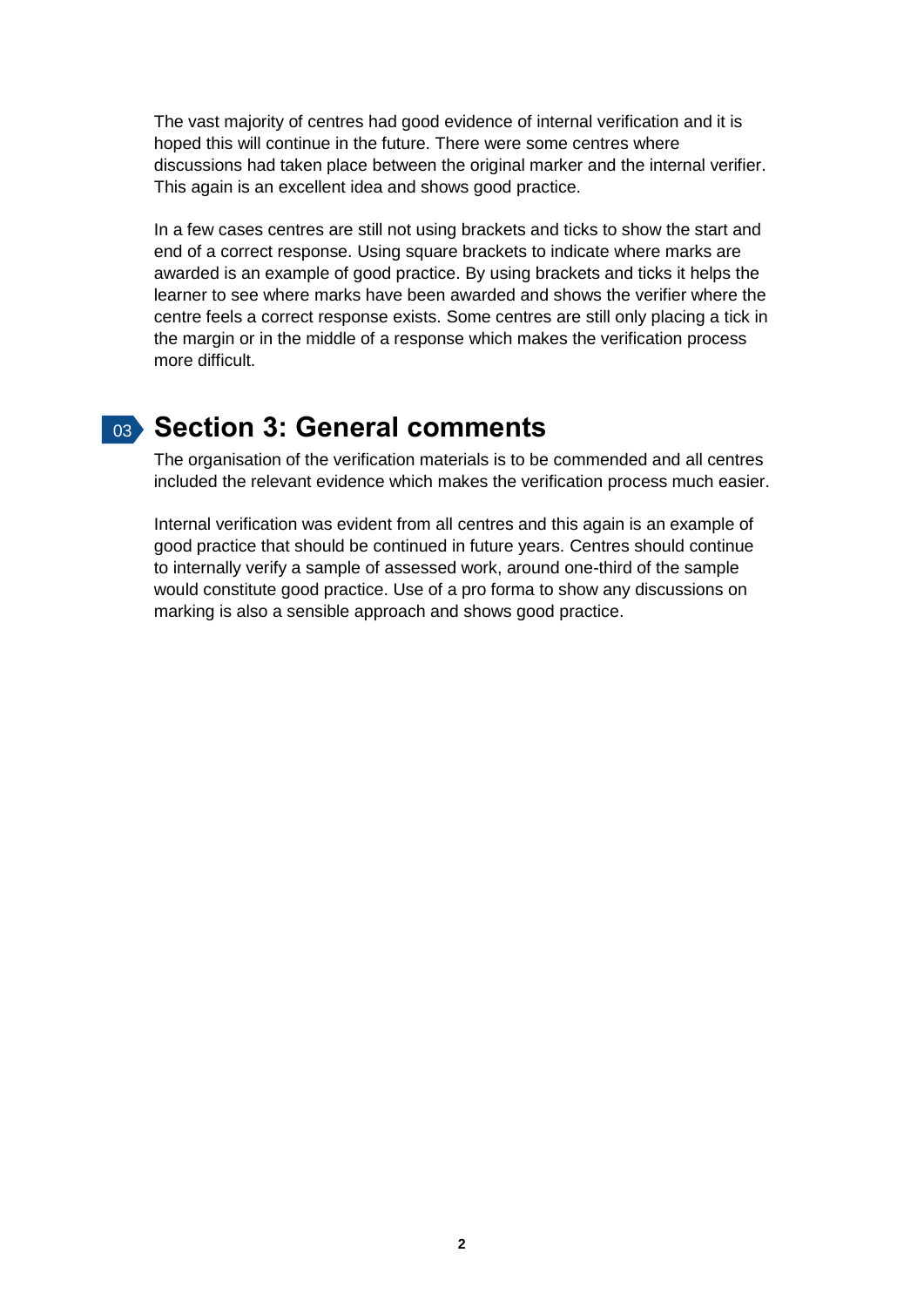The vast majority of centres had good evidence of internal verification and it is hoped this will continue in the future. There were some centres where discussions had taken place between the original marker and the internal verifier. This again is an excellent idea and shows good practice.

In a few cases centres are still not using brackets and ticks to show the start and end of a correct response. Using square brackets to indicate where marks are awarded is an example of good practice. By using brackets and ticks it helps the learner to see where marks have been awarded and shows the verifier where the centre feels a correct response exists. Some centres are still only placing a tick in the margin or in the middle of a response which makes the verification process more difficult.

## Section 3: General comments

The organisation of the verification materials is to be commended and all centres included the relevant evidence which makes the verification process much easier.

Internal verification was evident from all centres and this again is an example of good practice that should be continued in future years. Centres should continue to internally verify a sample of assessed work, around one-third of the sample would constitute good practice. Use of a pro forma to show any discussions on marking is also a sensible approach and shows good practice.